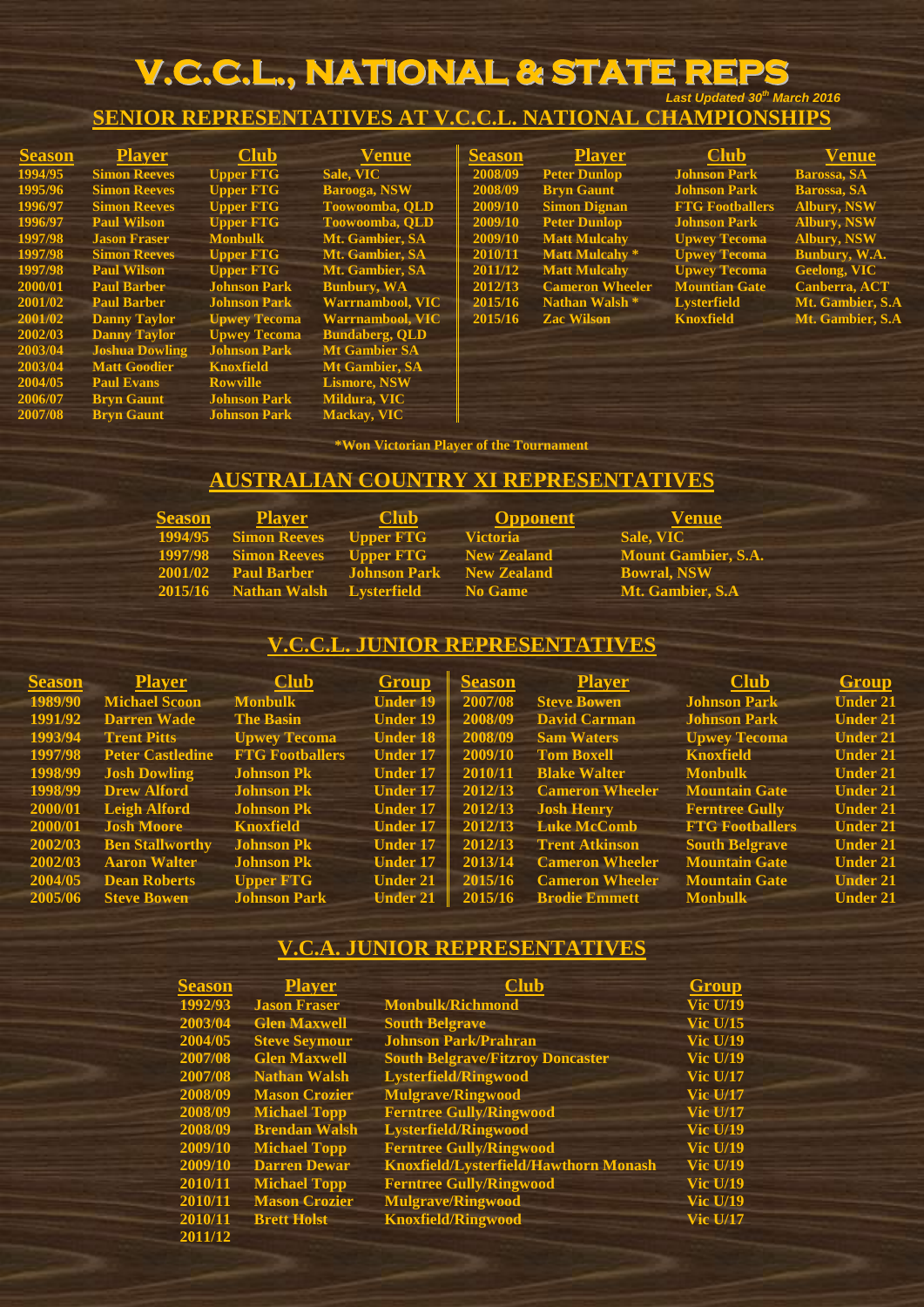# V.C.C.L., NATIONAL & STATE REPS

*Last Updated 30th March 2016*

## SENIOR REPRESENTATIVES AT V.C.C.L. NATIONAL CHAMPIONSHIPS

| Season | Player | Club | Venue |
|---|---|---|---|
| 1994/95 | Simon Reeves | Upper FTG | Sale, VIC |
| 1995/96 | Simon Reeves | Upper FTG | Barooga, NSW |
| 1996/97 | Simon Reeves | Upper FTG | Toowoomba, QLD |
| 1996/97 | Paul Wilson | Upper FTG | Toowoomba, QLD |
| 1997/98 | Jason Fraser | Monbulk | Mt. Gambier, SA |
| 1997/98 | Simon Reeves | Upper FTG | Mt. Gambier, SA |
| 1997/98 | Paul Wilson | Upper FTG | Mt. Gambier, SA |
| 2000/01 | Paul Barber | Johnson Park | Bunbury, WA |
| 2001/02 | Paul Barber | Johnson Park | Warrnambool, VIC |
| 2001/02 | Danny Taylor | Upwey Tecoma | Warrnambool, VIC |
| 2002/03 | Danny Taylor | Upwey Tecoma | Bundaberg, QLD |
| 2003/04 | Joshua Dowling | Johnson Park | Mt Gambier SA |
| 2003/04 | Matt Goodier | Knoxfield | Mt Gambier, SA |
| 2004/05 | Paul Evans | Rowville | Lismore, NSW |
| 2006/07 | Bryn Gaunt | Johnson Park | Mildura, VIC |
| 2007/08 | Bryn Gaunt | Johnson Park | Mackay, VIC |
| 2008/09 | Peter Dunlop | Johnson Park | Barossa, SA |
| 2008/09 | Bryn Gaunt | Johnson Park | Barossa, SA |
| 2009/10 | Simon Dignan | FTG Footballers | Albury, NSW |
| 2009/10 | Peter Dunlop | Johnson Park | Albury, NSW |
| 2009/10 | Matt Mulcahy | Upwey Tecoma | Albury, NSW |
| 2010/11 | Matt Mulcahy * | Upwey Tecoma | Bunbury, W.A. |
| 2011/12 | Matt Mulcahy | Upwey Tecoma | Geelong, VIC |
| 2012/13 | Cameron Wheeler | Mountian Gate | Canberra, ACT |
| 2015/16 | Nathan Walsh * | Lysterfield | Mt. Gambier, S.A |
| 2015/16 | Zac Wilson | Knoxfield | Mt. Gambier, S.A |

*Won Victorian Player of the Tournament

## AUSTRALIAN COUNTRY XI REPRESENTATIVES

| Season | Player | Club | Opponent | Venue |
|---|---|---|---|---|
| 1994/95 | Simon Reeves | Upper FTG | Victoria | Sale, VIC |
| 1997/98 | Simon Reeves | Upper FTG | New Zealand | Mount Gambier, S.A. |
| 2001/02 | Paul Barber | Johnson Park | New Zealand | Bowral, NSW |
| 2015/16 | Nathan Walsh | Lysterfield | No Game | Mt. Gambier, S.A |

## V.C.C.L. JUNIOR REPRESENTATIVES

| Season | Player | Club | Group |
|---|---|---|---|
| 1989/90 | Michael Scoon | Monbulk | Under 19 |
| 1991/92 | Darren Wade | The Basin | Under 19 |
| 1993/94 | Trent Pitts | Upwey Tecoma | Under 18 |
| 1997/98 | Peter Castledine | FTG Footballers | Under 17 |
| 1998/99 | Josh Dowling | Johnson Pk | Under 17 |
| 1998/99 | Drew Alford | Johnson Pk | Under 17 |
| 2000/01 | Leigh Alford | Johnson Pk | Under 17 |
| 2000/01 | Josh Moore | Knoxfield | Under 17 |
| 2002/03 | Ben Stallworthy | Johnson Pk | Under 17 |
| 2002/03 | Aaron Walter | Johnson Pk | Under 17 |
| 2004/05 | Dean Roberts | Upper FTG | Under 21 |
| 2005/06 | Steve Bowen | Johnson Park | Under 21 |
| 2007/08 | Steve Bowen | Johnson Park | Under 21 |
| 2008/09 | David Carman | Johnson Park | Under 21 |
| 2008/09 | Sam Waters | Upwey Tecoma | Under 21 |
| 2009/10 | Tom Boxell | Knoxfield | Under 21 |
| 2010/11 | Blake Walter | Monbulk | Under 21 |
| 2012/13 | Cameron Wheeler | Mountain Gate | Under 21 |
| 2012/13 | Josh Henry | Ferntree Gully | Under 21 |
| 2012/13 | Luke McComb | FTG Footballers | Under 21 |
| 2012/13 | Trent Atkinson | South Belgrave | Under 21 |
| 2013/14 | Cameron Wheeler | Mountain Gate | Under 21 |
| 2015/16 | Cameron Wheeler | Mountain Gate | Under 21 |
| 2015/16 | Brodie Emmett | Monbulk | Under 21 |

## V.C.A. JUNIOR REPRESENTATIVES

| Season | Player | Club | Group |
|---|---|---|---|
| 1992/93 | Jason Fraser | Monbulk/Richmond | Vic U/19 |
| 2003/04 | Glen Maxwell | South Belgrave | Vic U/15 |
| 2004/05 | Steve Seymour | Johnson Park/Prahran | Vic U/19 |
| 2007/08 | Glen Maxwell | South Belgrave/Fitzroy Doncaster | Vic U/19 |
| 2007/08 | Nathan Walsh | Lysterfield/Ringwood | Vic U/17 |
| 2008/09 | Mason Crozier | Mulgrave/Ringwood | Vic U/17 |
| 2008/09 | Michael Topp | Ferntree Gully/Ringwood | Vic U/17 |
| 2008/09 | Brendan Walsh | Lysterfield/Ringwood | Vic U/19 |
| 2009/10 | Michael Topp | Ferntree Gully/Ringwood | Vic U/19 |
| 2009/10 | Darren Dewar | Knoxfield/Lysterfield/Hawthorn Monash | Vic U/19 |
| 2010/11 | Michael Topp | Ferntree Gully/Ringwood | Vic U/19 |
| 2010/11 | Mason Crozier | Mulgrave/Ringwood | Vic U/19 |
| 2010/11 | Brett Holst | Knoxfield/Ringwood | Vic U/17 |
| 2011/12 | | | |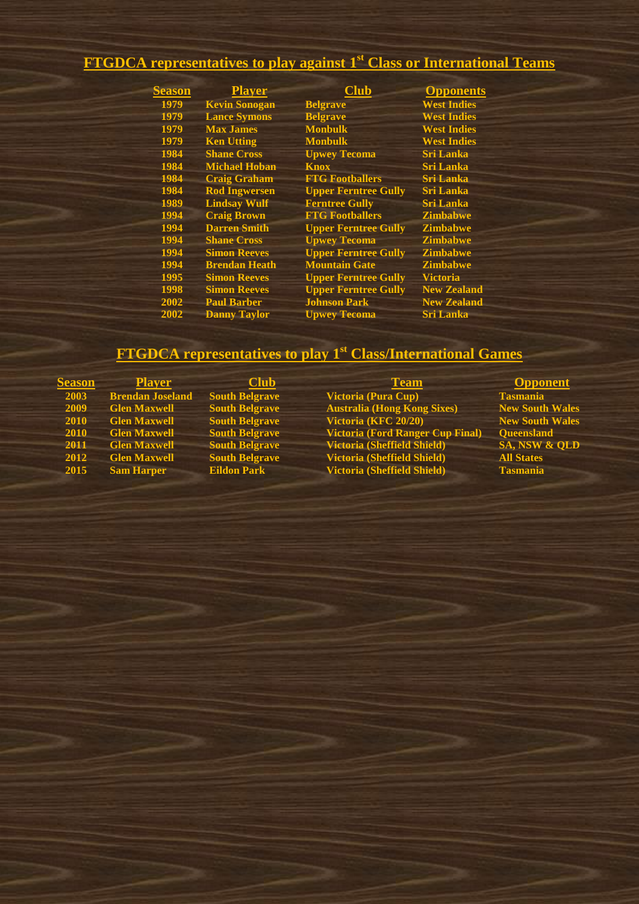## FTGDCA representatives to play against 1st Class or International Teams

| Season | Player | Club | Opponents |
|---|---|---|---|
| 1979 | Kevin Sonogan | Belgrave | West Indies |
| 1979 | Lance Symons | Belgrave | West Indies |
| 1979 | Max James | Monbulk | West Indies |
| 1979 | Ken Utting | Monbulk | West Indies |
| 1984 | Shane Cross | Upwey Tecoma | Sri Lanka |
| 1984 | Michael Hoban | Knox | Sri Lanka |
| 1984 | Craig Graham | FTG Footballers | Sri Lanka |
| 1984 | Rod Ingwersen | Upper Ferntree Gully | Sri Lanka |
| 1989 | Lindsay Wulf | Ferntree Gully | Sri Lanka |
| 1994 | Craig Brown | FTG Footballers | Zimbabwe |
| 1994 | Darren Smith | Upper Ferntree Gully | Zimbabwe |
| 1994 | Shane Cross | Upwey Tecoma | Zimbabwe |
| 1994 | Simon Reeves | Upper Ferntree Gully | Zimbabwe |
| 1994 | Brendan Heath | Mountain Gate | Zimbabwe |
| 1995 | Simon Reeves | Upper Ferntree Gully | Victoria |
| 1998 | Simon Reeves | Upper Ferntree Gully | New Zealand |
| 2002 | Paul Barber | Johnson Park | New Zealand |
| 2002 | Danny Taylor | Upwey Tecoma | Sri Lanka |

## FTGDCA representatives to play 1st Class/International Games

| Season | Player | Club | Team | Opponent |
|---|---|---|---|---|
| 2003 | Brendan Joseland | South Belgrave | Victoria (Pura Cup) | Tasmania |
| 2009 | Glen Maxwell | South Belgrave | Australia (Hong Kong Sixes) | New South Wales |
| 2010 | Glen Maxwell | South Belgrave | Victoria (KFC 20/20) | New South Wales |
| 2010 | Glen Maxwell | South Belgrave | Victoria (Ford Ranger Cup Final) | Queensland |
| 2011 | Glen Maxwell | South Belgrave | Victoria (Sheffield Shield) | SA, NSW & QLD |
| 2012 | Glen Maxwell | South Belgrave | Victoria (Sheffield Shield) | All States |
| 2015 | Sam Harper | Eildon Park | Victoria (Sheffield Shield) | Tasmania |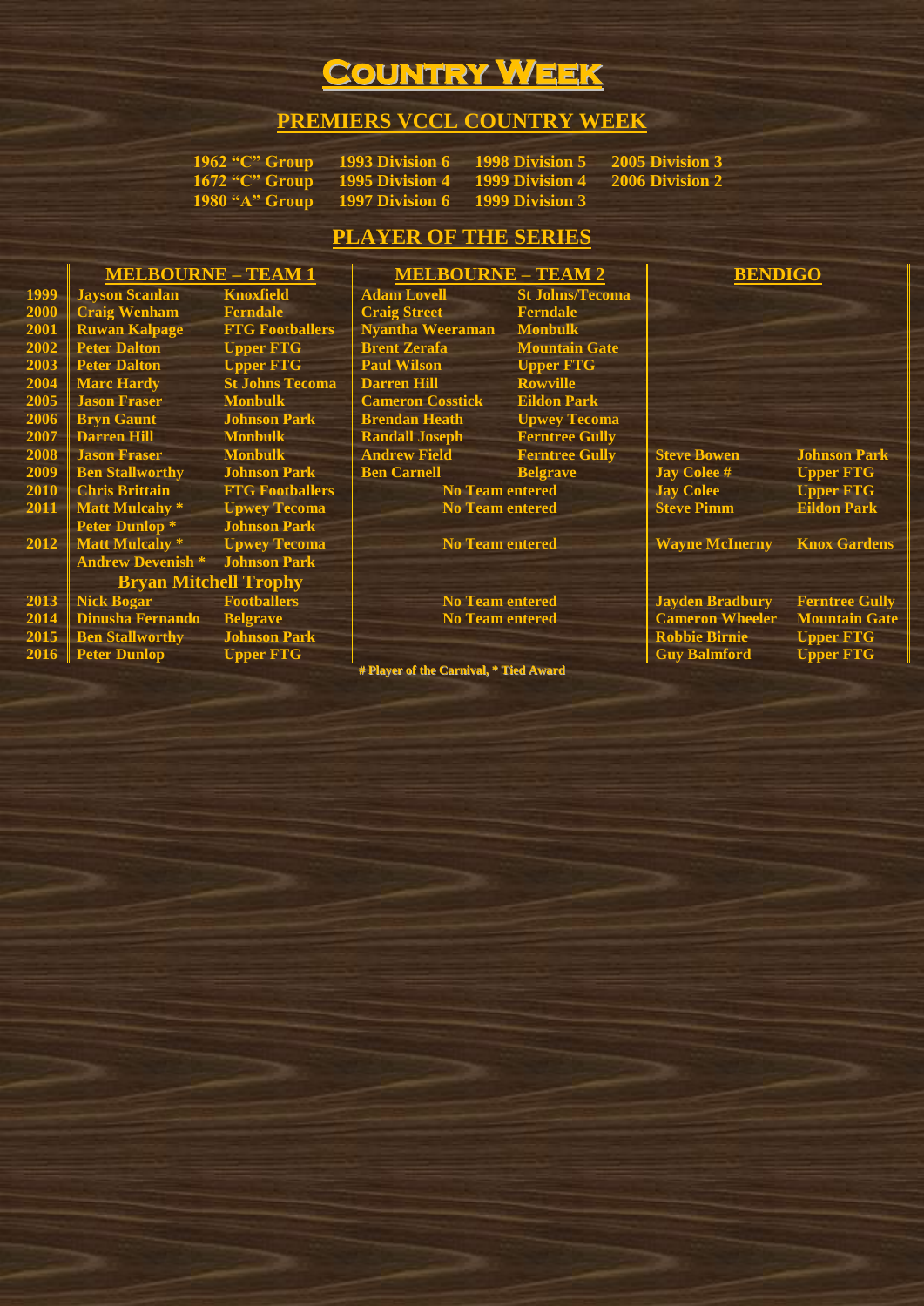# Country Week

## PREMIERS VCCL COUNTRY WEEK

| | | | |
|---|---|---|---|
| 1962 "C" Group | 1993 Division 6 | 1998 Division 5 | 2005 Division 3 |
| 1672 "C" Group | 1995 Division 4 | 1999 Division 4 | 2006 Division 2 |
| 1980 "A" Group | 1997 Division 6 | 1999 Division 3 | |

## PLAYER OF THE SERIES

| | MELBOURNE – TEAM 1 | | MELBOURNE – TEAM 2 | | BENDIGO | |
|---|---|---|---|---|---|---|
| 1999 | Jayson Scanlan | Knoxfield | Adam Lovell | St Johns/Tecoma | | |
| 2000 | Craig Wenham | Ferndale | Craig Street | Ferndale | | |
| 2001 | Ruwan Kalpage | FTG Footballers | Nyantha Weeraman | Monbulk | | |
| 2002 | Peter Dalton | Upper FTG | Brent Zerafa | Mountain Gate | | |
| 2003 | Peter Dalton | Upper FTG | Paul Wilson | Upper FTG | | |
| 2004 | Marc Hardy | St Johns Tecoma | Darren Hill | Rowville | | |
| 2005 | Jason Fraser | Monbulk | Cameron Cosstick | Eildon Park | | |
| 2006 | Bryn Gaunt | Johnson Park | Brendan Heath | Upwey Tecoma | | |
| 2007 | Darren Hill | Monbulk | Randall Joseph | Ferntree Gully | | |
| 2008 | Jason Fraser | Monbulk | Andrew Field | Ferntree Gully | Steve Bowen | Johnson Park |
| 2009 | Ben Stallworthy | Johnson Park | Ben Carnell | Belgrave | Jay Colee # | Upper FTG |
| 2010 | Chris Brittain | FTG Footballers | No Team entered | | Jay Colee | Upper FTG |
| 2011 | Matt Mulcahy * | Upwey Tecoma | No Team entered | | Steve Pimm | Eildon Park |
| | Peter Dunlop * | Johnson Park | | | | |
| 2012 | Matt Mulcahy * | Upwey Tecoma | No Team entered | | Wayne McInerny | Knox Gardens |
| | Andrew Devenish * | Johnson Park | | | | |
| | Bryan Mitchell Trophy | | | | | |
| 2013 | Nick Bogar | Footballers | No Team entered | | Jayden Bradbury | Ferntree Gully |
| 2014 | Dinusha Fernando | Belgrave | No Team entered | | Cameron Wheeler | Mountain Gate |
| 2015 | Ben Stallworthy | Johnson Park | | | Robbie Birnie | Upper FTG |
| 2016 | Peter Dunlop | Upper FTG | | | Guy Balmford | Upper FTG |

# Player of the Carnival, * Tied Award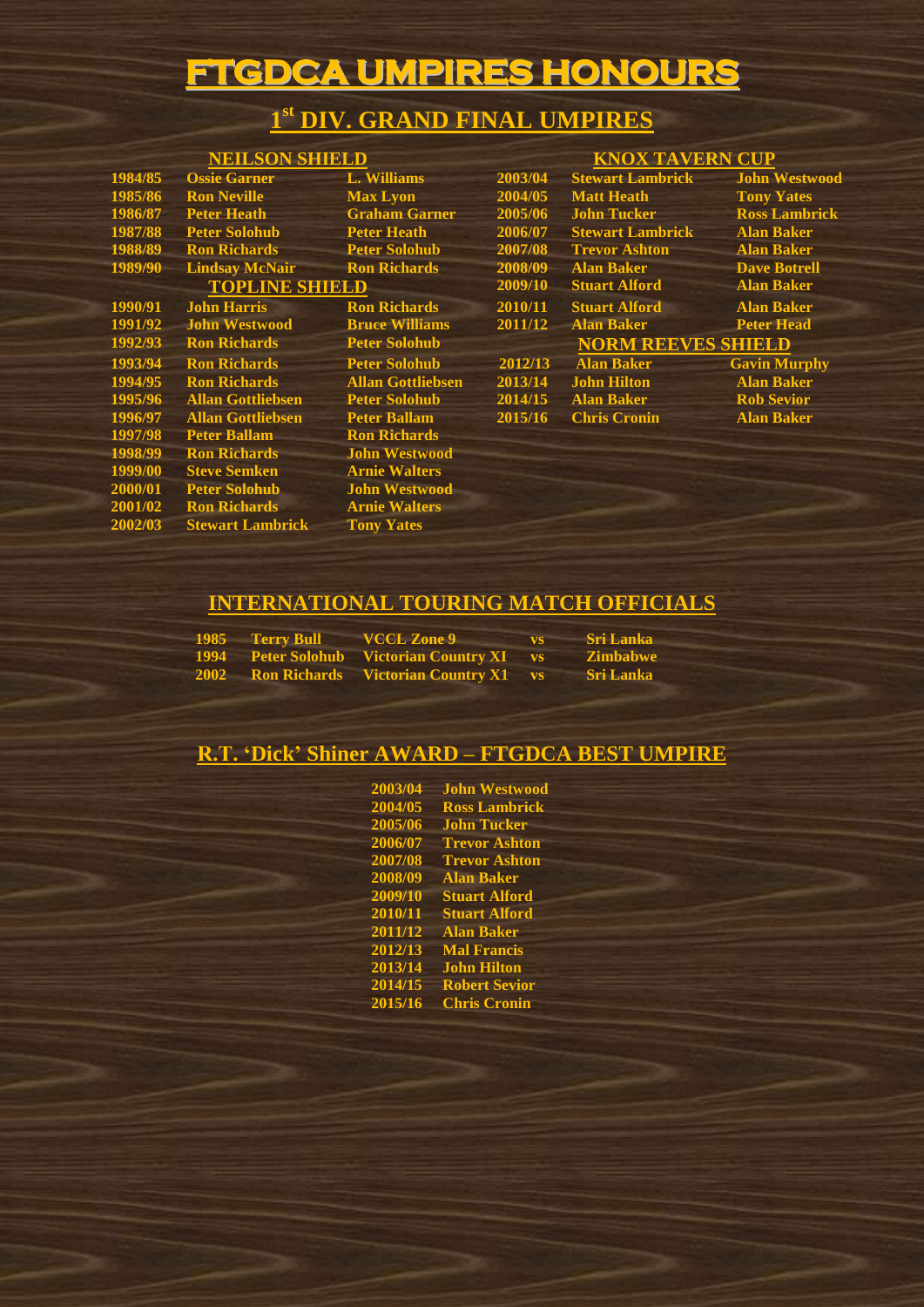# FTGDCA UMPIRES HONOURS

## 1st DIV. GRAND FINAL UMPIRES

### NEILSON SHIELD

| | | |
|---|---|---|
| 1984/85 | Ossie Garner | L. Williams |
| 1985/86 | Ron Neville | Max Lyon |
| 1986/87 | Peter Heath | Graham Garner |
| 1987/88 | Peter Solohub | Peter Heath |
| 1988/89 | Ron Richards | Peter Solohub |
| 1989/90 | Lindsay McNair | Ron Richards |

### TOPLINE SHIELD

| | | |
|---|---|---|
| 1990/91 | John Harris | Ron Richards |
| 1991/92 | John Westwood | Bruce Williams |
| 1992/93 | Ron Richards | Peter Solohub |
| 1993/94 | Ron Richards | Peter Solohub |
| 1994/95 | Ron Richards | Allan Gottliebsen |
| 1995/96 | Allan Gottliebsen | Peter Solohub |
| 1996/97 | Allan Gottliebsen | Peter Ballam |
| 1997/98 | Peter Ballam | Ron Richards |
| 1998/99 | Ron Richards | John Westwood |
| 1999/00 | Steve Semken | Arnie Walters |
| 2000/01 | Peter Solohub | John Westwood |
| 2001/02 | Ron Richards | Arnie Walters |
| 2002/03 | Stewart Lambrick | Tony Yates |

### KNOX TAVERN CUP

| | | |
|---|---|---|
| 2003/04 | Stewart Lambrick | John Westwood |
| 2004/05 | Matt Heath | Tony Yates |
| 2005/06 | John Tucker | Ross Lambrick |
| 2006/07 | Stewart Lambrick | Alan Baker |
| 2007/08 | Trevor Ashton | Alan Baker |
| 2008/09 | Alan Baker | Dave Botrell |
| 2009/10 | Stuart Alford | Alan Baker |
| 2010/11 | Stuart Alford | Alan Baker |
| 2011/12 | Alan Baker | Peter Head |

### NORM REEVES SHIELD

| | | |
|---|---|---|
| 2012/13 | Alan Baker | Gavin Murphy |
| 2013/14 | John Hilton | Alan Baker |
| 2014/15 | Alan Baker | Rob Sevior |
| 2015/16 | Chris Cronin | Alan Baker |

## INTERNATIONAL TOURING MATCH OFFICIALS

| | | | | |
|---|---|---|---|---|
| 1985 | Terry Bull | VCCL Zone 9 | vs | Sri Lanka |
| 1994 | Peter Solohub | Victorian Country XI | vs | Zimbabwe |
| 2002 | Ron Richards | Victorian Country X1 | vs | Sri Lanka |

## R.T. 'Dick' Shiner AWARD – FTGDCA BEST UMPIRE

| | |
|---|---|
| 2003/04 | John Westwood |
| 2004/05 | Ross Lambrick |
| 2005/06 | John Tucker |
| 2006/07 | Trevor Ashton |
| 2007/08 | Trevor Ashton |
| 2008/09 | Alan Baker |
| 2009/10 | Stuart Alford |
| 2010/11 | Stuart Alford |
| 2011/12 | Alan Baker |
| 2012/13 | Mal Francis |
| 2013/14 | John Hilton |
| 2014/15 | Robert Sevior |
| 2015/16 | Chris Cronin |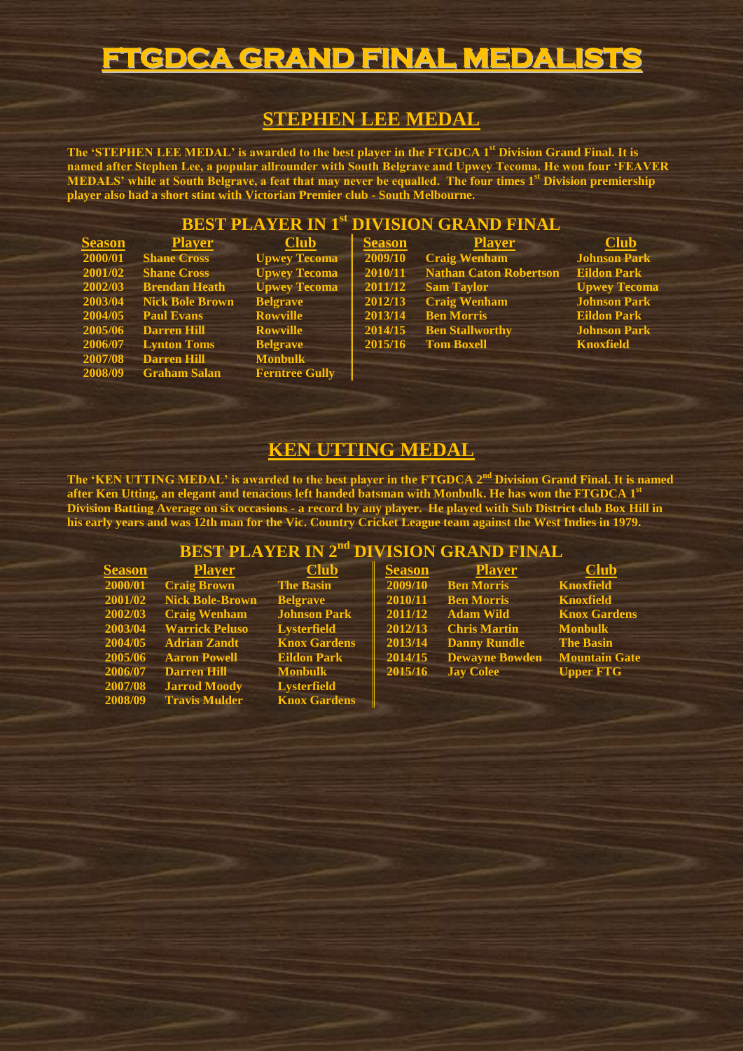# FTGDCA GRAND FINAL MEDALISTS

## STEPHEN LEE MEDAL

**The 'STEPHEN LEE MEDAL' is awarded to the best player in the FTGDCA 1st Division Grand Final. It is named after Stephen Lee, a popular allrounder with South Belgrave and Upwey Tecoma. He won four 'FEAVER MEDALS' while at South Belgrave, a feat that may never be equalled. The four times 1st Division premiership player also had a short stint with Victorian Premier club - South Melbourne.**

### BEST PLAYER IN 1st DIVISION GRAND FINAL

| Season | Player | Club |
|---|---|---|
| 2000/01 | Shane Cross | Upwey Tecoma |
| 2001/02 | Shane Cross | Upwey Tecoma |
| 2002/03 | Brendan Heath | Upwey Tecoma |
| 2003/04 | Nick Bole Brown | Belgrave |
| 2004/05 | Paul Evans | Rowville |
| 2005/06 | Darren Hill | Rowville |
| 2006/07 | Lynton Toms | Belgrave |
| 2007/08 | Darren Hill | Monbulk |
| 2008/09 | Graham Salan | Ferntree Gully |
| 2009/10 | Craig Wenham | Johnson Park |
| 2010/11 | Nathan Caton Robertson | Eildon Park |
| 2011/12 | Sam Taylor | Upwey Tecoma |
| 2012/13 | Craig Wenham | Johnson Park |
| 2013/14 | Ben Morris | Eildon Park |
| 2014/15 | Ben Stallworthy | Johnson Park |
| 2015/16 | Tom Boxell | Knoxfield |

## KEN UTTING MEDAL

**The 'KEN UTTING MEDAL' is awarded to the best player in the FTGDCA 2nd Division Grand Final. It is named after Ken Utting, an elegant and tenacious left handed batsman with Monbulk. He has won the FTGDCA 1st Division Batting Average on six occasions - a record by any player. He played with Sub District club Box Hill in his early years and was 12th man for the Vic. Country Cricket League team against the West Indies in 1979.**

### BEST PLAYER IN 2nd DIVISION GRAND FINAL

| Season | Player | Club |
|---|---|---|
| 2000/01 | Craig Brown | The Basin |
| 2001/02 | Nick Bole-Brown | Belgrave |
| 2002/03 | Craig Wenham | Johnson Park |
| 2003/04 | Warrick Peluso | Lysterfield |
| 2004/05 | Adrian Zandt | Knox Gardens |
| 2005/06 | Aaron Powell | Eildon Park |
| 2006/07 | Darren Hill | Monbulk |
| 2007/08 | Jarrod Moody | Lysterfield |
| 2008/09 | Travis Mulder | Knox Gardens |
| 2009/10 | Ben Morris | Knoxfield |
| 2010/11 | Ben Morris | Knoxfield |
| 2011/12 | Adam Wild | Knox Gardens |
| 2012/13 | Chris Martin | Monbulk |
| 2013/14 | Danny Rundle | The Basin |
| 2014/15 | Dewayne Bowden | Mountain Gate |
| 2015/16 | Jay Colee | Upper FTG |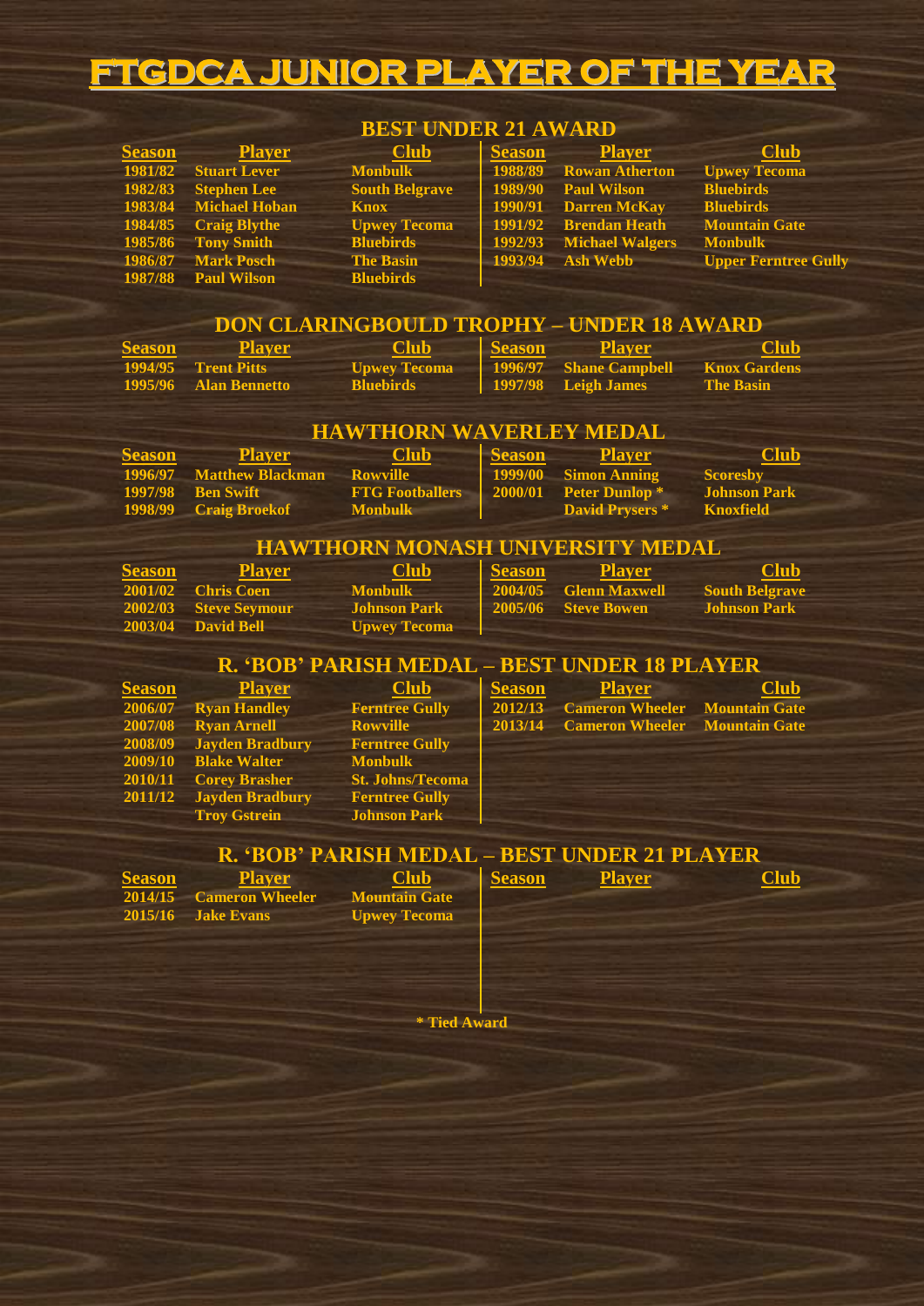# FTGDCA JUNIOR PLAYER OF THE YEAR

## BEST UNDER 21 AWARD

| Season | Player | Club | Season | Player | Club |
|---|---|---|---|---|---|
| 1981/82 | Stuart Lever | Monbulk | 1988/89 | Rowan Atherton | Upwey Tecoma |
| 1982/83 | Stephen Lee | South Belgrave | 1989/90 | Paul Wilson | Bluebirds |
| 1983/84 | Michael Hoban | Knox | 1990/91 | Darren McKay | Bluebirds |
| 1984/85 | Craig Blythe | Upwey Tecoma | 1991/92 | Brendan Heath | Mountain Gate |
| 1985/86 | Tony Smith | Bluebirds | 1992/93 | Michael Walgers | Monbulk |
| 1986/87 | Mark Posch | The Basin | 1993/94 | Ash Webb | Upper Ferntree Gully |
| 1987/88 | Paul Wilson | Bluebirds | | | |

## DON CLARINGBOULD TROPHY – UNDER 18 AWARD

| Season | Player | Club | Season | Player | Club |
|---|---|---|---|---|---|
| 1994/95 | Trent Pitts | Upwey Tecoma | 1996/97 | Shane Campbell | Knox Gardens |
| 1995/96 | Alan Bennetto | Bluebirds | 1997/98 | Leigh James | The Basin |

## HAWTHORN WAVERLEY MEDAL

| Season | Player | Club | Season | Player | Club |
|---|---|---|---|---|---|
| 1996/97 | Matthew Blackman | Rowville | 1999/00 | Simon Anning | Scoresby |
| 1997/98 | Ben Swift | FTG Footballers | 2000/01 | Peter Dunlop * | Johnson Park |
| 1998/99 | Craig Broekof | Monbulk | | David Prysers * | Knoxfield |

## HAWTHORN MONASH UNIVERSITY MEDAL

| Season | Player | Club | Season | Player | Club |
|---|---|---|---|---|---|
| 2001/02 | Chris Coen | Monbulk | 2004/05 | Glenn Maxwell | South Belgrave |
| 2002/03 | Steve Seymour | Johnson Park | 2005/06 | Steve Bowen | Johnson Park |
| 2003/04 | David Bell | Upwey Tecoma | | | |

## R. 'BOB' PARISH MEDAL – BEST UNDER 18 PLAYER

| Season | Player | Club | Season | Player | Club |
|---|---|---|---|---|---|
| 2006/07 | Ryan Handley | Ferntree Gully | 2012/13 | Cameron Wheeler | Mountain Gate |
| 2007/08 | Ryan Arnell | Rowville | 2013/14 | Cameron Wheeler | Mountain Gate |
| 2008/09 | Jayden Bradbury | Ferntree Gully | | | |
| 2009/10 | Blake Walter | Monbulk | | | |
| 2010/11 | Corey Brasher | St. Johns/Tecoma | | | |
| 2011/12 | Jayden Bradbury | Ferntree Gully | | | |
| | Troy Gstrein | Johnson Park | | | |

## R. 'BOB' PARISH MEDAL – BEST UNDER 21 PLAYER

| Season | Player | Club | Season | Player | Club |
|---|---|---|---|---|---|
| 2014/15 | Cameron Wheeler | Mountain Gate | | | |
| 2015/16 | Jake Evans | Upwey Tecoma | | | |

\* Tied Award